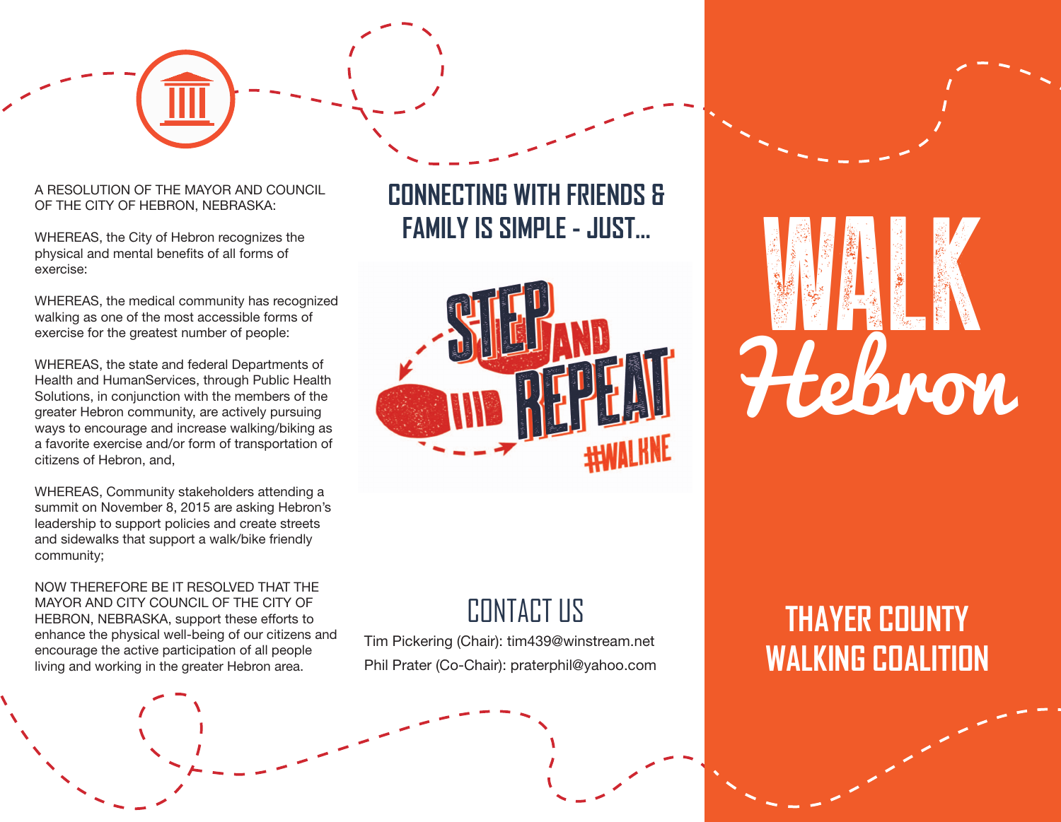A RESOLUTION OF THE MAYOR AND COUNCIL OF THE CITY OF HEBRON, NEBRASKA:

WHEREAS, the City of Hebron recognizes the physical and mental benefits of all forms of exercise:

WHEREAS, the medical community has recognized walking as one of the most accessible forms of exercise for the greatest number of people:

WHEREAS, the state and federal Departments of Health and HumanServices, through Public Health Solutions, in conjunction with the members of the greater Hebron community, are actively pursuing ways to encourage and increase walking/biking as a favorite exercise and/or form of transportation of citizens of Hebron, and,

WHEREAS, Community stakeholders attending a summit on November 8, 2015 are asking Hebron's leadership to support policies and create streets and sidewalks that support a walk/bike friendly community;

NOW THEREFORE BE IT RESOLVED THAT THE MAYOR AND CITY COUNCIL OF THE CITY OF HEBRON, NEBRASKA, support these efforts to enhance the physical well-being of our citizens and encourage the active participation of all people living and working in the greater Hebron area.

## CONNECTING WITH FRIENDS & FAMILY IS SIMPLE - JUST...

STEP AND REPEAT

#WALKNE

## CONTACT US

Tim Pickering (Chair): tim439@winstream.net

Phil Prater (Co-Chair): praterphil@yahoo.com

# WALK Hebron

## THAYER COUNTY WALKING COALITION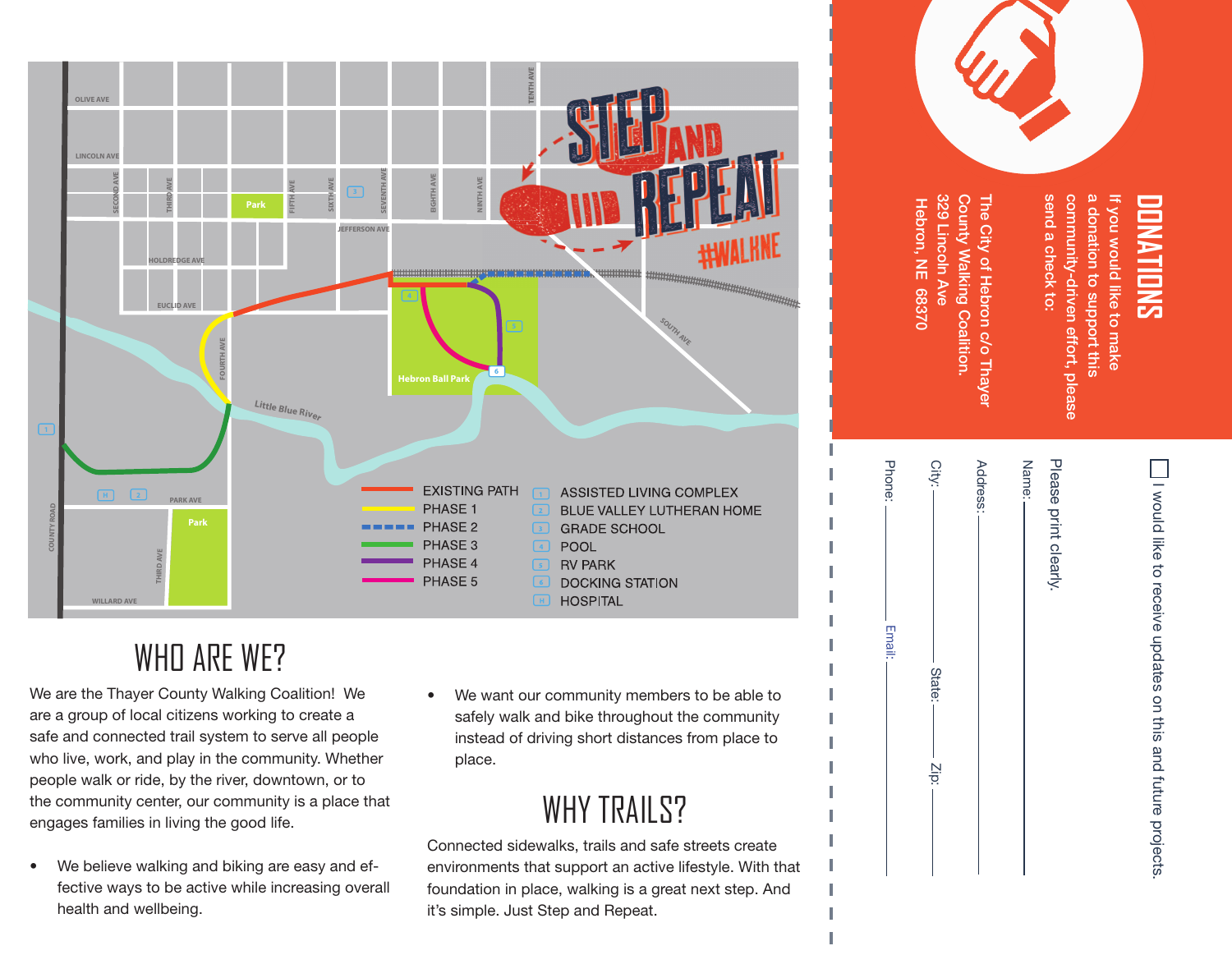STEP AND REPEAT
#WALKNE

OLIVE AVE
LINCOLN AVE
SECOND AVE
THIRD AVE
FIFTH AVE
SIXTH AVE
SEVENTH AVE
EIGHTH AVE
NINTH AVE
TENTH AVE
JEFFERSON AVE
HOLDREDGE AVE
EUCLID AVE
FOURTH AVE
SOUTH AVE
PARK AVE
THIRD AVE
WILLARD AVE
COUNTY ROAD
Park
Park
Hebron Ball Park
Little Blue River

EXISTING PATH
PHASE 1
PHASE 2
PHASE 3
PHASE 4
PHASE 5

1 ASSISTED LIVING COMPLEX
2 BLUE VALLEY LUTHERAN HOME
3 GRADE SCHOOL
4 POOL
5 RV PARK
6 DOCKING STATION
H HOSPITAL

# WHO ARE WE?

We are the Thayer County Walking Coalition! We are a group of local citizens working to create a safe and connected trail system to serve all people who live, work, and play in the community. Whether people walk or ride, by the river, downtown, or to the community center, our community is a place that engages families in living the good life.

- We believe walking and biking are easy and effective ways to be active while increasing overall health and wellbeing.
- We want our community members to be able to safely walk and bike throughout the community instead of driving short distances from place to place.

# WHY TRAILS?

Connected sidewalks, trails and safe streets create environments that support an active lifestyle. With that foundation in place, walking is a great next step. And it's simple. Just Step and Repeat.

# DONATIONS

If you would like to make a donation to support this community-driven effort, please send a check to:

The City of Hebron c/o Thayer County Walking Coalition.
329 Lincoln Ave
Hebron, NE 68370

☐ I would like to receive updates on this and future projects.

Please print clearly.

Name: ____________________

Address: ____________________

City: __________ State: ______ Zip: ______

Phone: __________ Email: __________